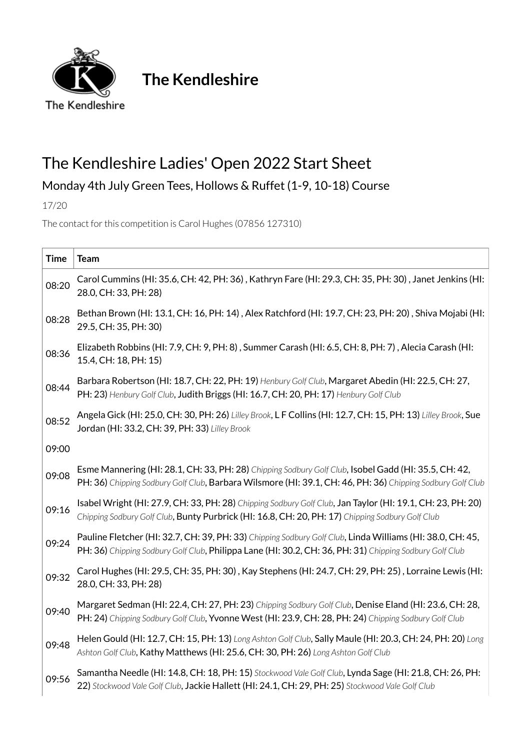# The Kendleshire

## The Kendleshire Ladies' Open 2022 Start Sheet

### Monday 4th July Green Tees, Hollows & Ruffet (1-9, 10-18) Course

17/20

The contact for this competition is Carol Hughes (07856 127310)

| Time | Team |
|---|---|
| 08:20 | Carol Cummins (HI: 35.6, CH: 42, PH: 36) , Kathryn Fare (HI: 29.3, CH: 35, PH: 30) , Janet Jenkins (HI: 28.0, CH: 33, PH: 28) |
| 08:28 | Bethan Brown (HI: 13.1, CH: 16, PH: 14) , Alex Ratchford (HI: 19.7, CH: 23, PH: 20) , Shiva Mojabi (HI: 29.5, CH: 35, PH: 30) |
| 08:36 | Elizabeth Robbins (HI: 7.9, CH: 9, PH: 8) , Summer Carash (HI: 6.5, CH: 8, PH: 7) , Alecia Carash (HI: 15.4, CH: 18, PH: 15) |
| 08:44 | Barbara Robertson (HI: 18.7, CH: 22, PH: 19) *Henbury Golf Club*, Margaret Abedin (HI: 22.5, CH: 27, PH: 23) *Henbury Golf Club*, Judith Briggs (HI: 16.7, CH: 20, PH: 17) *Henbury Golf Club* |
| 08:52 | Angela Gick (HI: 25.0, CH: 30, PH: 26) *Lilley Brook*, L F Collins (HI: 12.7, CH: 15, PH: 13) *Lilley Brook*, Sue Jordan (HI: 33.2, CH: 39, PH: 33) *Lilley Brook* |
| 09:00 | |
| 09:08 | Esme Mannering (HI: 28.1, CH: 33, PH: 28) *Chipping Sodbury Golf Club*, Isobel Gadd (HI: 35.5, CH: 42, PH: 36) *Chipping Sodbury Golf Club*, Barbara Wilsmore (HI: 39.1, CH: 46, PH: 36) *Chipping Sodbury Golf Club* |
| 09:16 | Isabel Wright (HI: 27.9, CH: 33, PH: 28) *Chipping Sodbury Golf Club*, Jan Taylor (HI: 19.1, CH: 23, PH: 20) *Chipping Sodbury Golf Club*, Bunty Purbrick (HI: 16.8, CH: 20, PH: 17) *Chipping Sodbury Golf Club* |
| 09:24 | Pauline Fletcher (HI: 32.7, CH: 39, PH: 33) *Chipping Sodbury Golf Club*, Linda Williams (HI: 38.0, CH: 45, PH: 36) *Chipping Sodbury Golf Club*, Philippa Lane (HI: 30.2, CH: 36, PH: 31) *Chipping Sodbury Golf Club* |
| 09:32 | Carol Hughes (HI: 29.5, CH: 35, PH: 30) , Kay Stephens (HI: 24.7, CH: 29, PH: 25) , Lorraine Lewis (HI: 28.0, CH: 33, PH: 28) |
| 09:40 | Margaret Sedman (HI: 22.4, CH: 27, PH: 23) *Chipping Sodbury Golf Club*, Denise Eland (HI: 23.6, CH: 28, PH: 24) *Chipping Sodbury Golf Club*, Yvonne West (HI: 23.9, CH: 28, PH: 24) *Chipping Sodbury Golf Club* |
| 09:48 | Helen Gould (HI: 12.7, CH: 15, PH: 13) *Long Ashton Golf Club*, Sally Maule (HI: 20.3, CH: 24, PH: 20) *Long Ashton Golf Club*, Kathy Matthews (HI: 25.6, CH: 30, PH: 26) *Long Ashton Golf Club* |
| 09:56 | Samantha Needle (HI: 14.8, CH: 18, PH: 15) *Stockwood Vale Golf Club*, Lynda Sage (HI: 21.8, CH: 26, PH: 22) *Stockwood Vale Golf Club*, Jackie Hallett (HI: 24.1, CH: 29, PH: 25) *Stockwood Vale Golf Club* |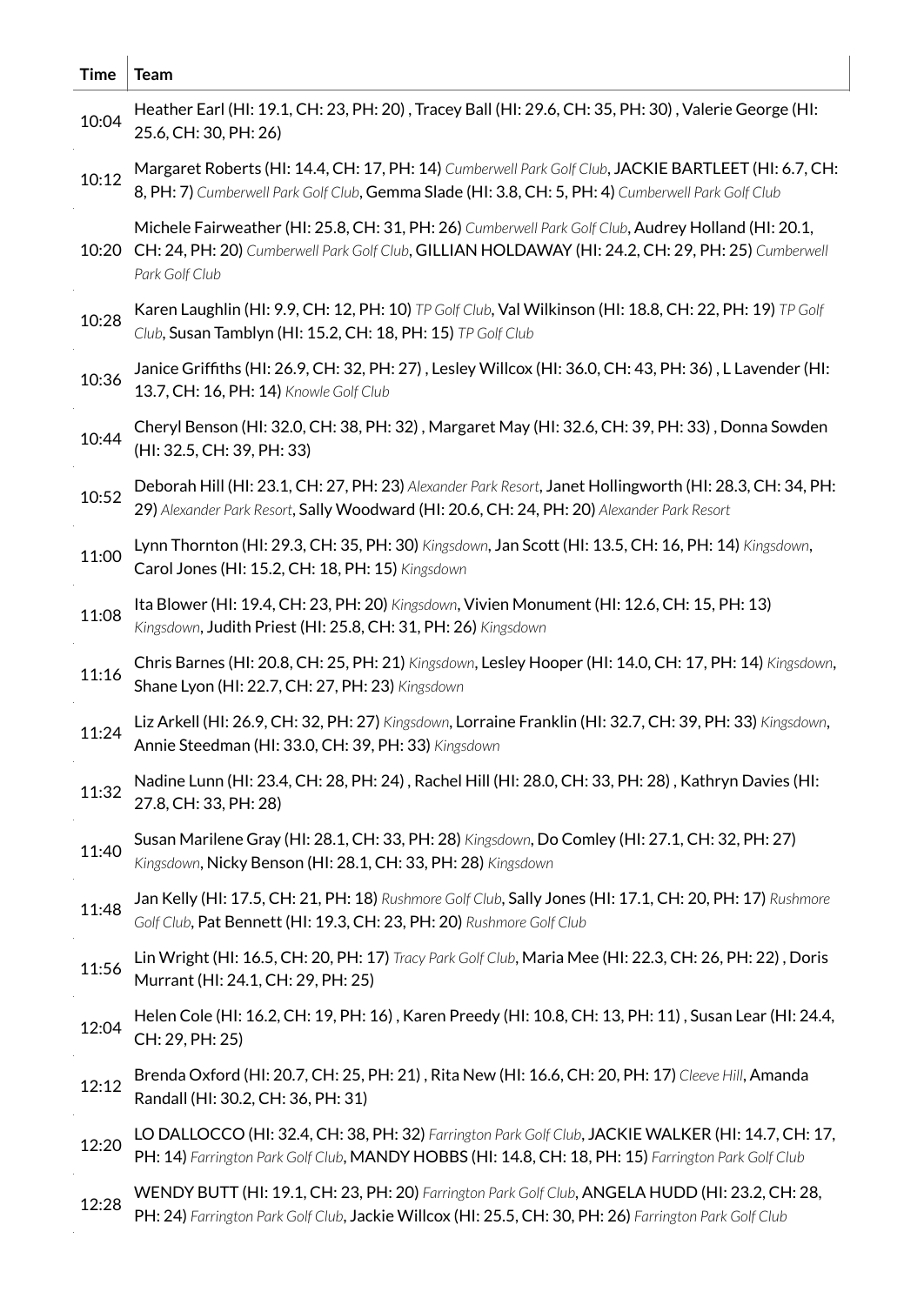| Time | Team |
| --- | --- |
| 10:04 | Heather Earl (HI: 19.1, CH: 23, PH: 20) , Tracey Ball (HI: 29.6, CH: 35, PH: 30) , Valerie George (HI: 25.6, CH: 30, PH: 26) |
| 10:12 | Margaret Roberts (HI: 14.4, CH: 17, PH: 14) *Cumberwell Park Golf Club*, JACKIE BARTLEET (HI: 6.7, CH: 8, PH: 7) *Cumberwell Park Golf Club*, Gemma Slade (HI: 3.8, CH: 5, PH: 4) *Cumberwell Park Golf Club* |
| 10:20 | Michele Fairweather (HI: 25.8, CH: 31, PH: 26) *Cumberwell Park Golf Club*, Audrey Holland (HI: 20.1, CH: 24, PH: 20) *Cumberwell Park Golf Club*, GILLIAN HOLDAWAY (HI: 24.2, CH: 29, PH: 25) *Cumberwell Park Golf Club* |
| 10:28 | Karen Laughlin (HI: 9.9, CH: 12, PH: 10) *TP Golf Club*, Val Wilkinson (HI: 18.8, CH: 22, PH: 19) *TP Golf Club*, Susan Tamblyn (HI: 15.2, CH: 18, PH: 15) *TP Golf Club* |
| 10:36 | Janice Griffiths (HI: 26.9, CH: 32, PH: 27) , Lesley Willcox (HI: 36.0, CH: 43, PH: 36) , L Lavender (HI: 13.7, CH: 16, PH: 14) *Knowle Golf Club* |
| 10:44 | Cheryl Benson (HI: 32.0, CH: 38, PH: 32) , Margaret May (HI: 32.6, CH: 39, PH: 33) , Donna Sowden (HI: 32.5, CH: 39, PH: 33) |
| 10:52 | Deborah Hill (HI: 23.1, CH: 27, PH: 23) *Alexander Park Resort*, Janet Hollingworth (HI: 28.3, CH: 34, PH: 29) *Alexander Park Resort*, Sally Woodward (HI: 20.6, CH: 24, PH: 20) *Alexander Park Resort* |
| 11:00 | Lynn Thornton (HI: 29.3, CH: 35, PH: 30) *Kingsdown*, Jan Scott (HI: 13.5, CH: 16, PH: 14) *Kingsdown*, Carol Jones (HI: 15.2, CH: 18, PH: 15) *Kingsdown* |
| 11:08 | Ita Blower (HI: 19.4, CH: 23, PH: 20) *Kingsdown*, Vivien Monument (HI: 12.6, CH: 15, PH: 13) *Kingsdown*, Judith Priest (HI: 25.8, CH: 31, PH: 26) *Kingsdown* |
| 11:16 | Chris Barnes (HI: 20.8, CH: 25, PH: 21) *Kingsdown*, Lesley Hooper (HI: 14.0, CH: 17, PH: 14) *Kingsdown*, Shane Lyon (HI: 22.7, CH: 27, PH: 23) *Kingsdown* |
| 11:24 | Liz Arkell (HI: 26.9, CH: 32, PH: 27) *Kingsdown*, Lorraine Franklin (HI: 32.7, CH: 39, PH: 33) *Kingsdown*, Annie Steedman (HI: 33.0, CH: 39, PH: 33) *Kingsdown* |
| 11:32 | Nadine Lunn (HI: 23.4, CH: 28, PH: 24) , Rachel Hill (HI: 28.0, CH: 33, PH: 28) , Kathryn Davies (HI: 27.8, CH: 33, PH: 28) |
| 11:40 | Susan Marilene Gray (HI: 28.1, CH: 33, PH: 28) *Kingsdown*, Do Comley (HI: 27.1, CH: 32, PH: 27) *Kingsdown*, Nicky Benson (HI: 28.1, CH: 33, PH: 28) *Kingsdown* |
| 11:48 | Jan Kelly (HI: 17.5, CH: 21, PH: 18) *Rushmore Golf Club*, Sally Jones (HI: 17.1, CH: 20, PH: 17) *Rushmore Golf Club*, Pat Bennett (HI: 19.3, CH: 23, PH: 20) *Rushmore Golf Club* |
| 11:56 | Lin Wright (HI: 16.5, CH: 20, PH: 17) *Tracy Park Golf Club*, Maria Mee (HI: 22.3, CH: 26, PH: 22) , Doris Murrant (HI: 24.1, CH: 29, PH: 25) |
| 12:04 | Helen Cole (HI: 16.2, CH: 19, PH: 16) , Karen Preedy (HI: 10.8, CH: 13, PH: 11) , Susan Lear (HI: 24.4, CH: 29, PH: 25) |
| 12:12 | Brenda Oxford (HI: 20.7, CH: 25, PH: 21) , Rita New (HI: 16.6, CH: 20, PH: 17) *Cleeve Hill*, Amanda Randall (HI: 30.2, CH: 36, PH: 31) |
| 12:20 | LO DALLOCCO (HI: 32.4, CH: 38, PH: 32) *Farrington Park Golf Club*, JACKIE WALKER (HI: 14.7, CH: 17, PH: 14) *Farrington Park Golf Club*, MANDY HOBBS (HI: 14.8, CH: 18, PH: 15) *Farrington Park Golf Club* |
| 12:28 | WENDY BUTT (HI: 19.1, CH: 23, PH: 20) *Farrington Park Golf Club*, ANGELA HUDD (HI: 23.2, CH: 28, PH: 24) *Farrington Park Golf Club*, Jackie Willcox (HI: 25.5, CH: 30, PH: 26) *Farrington Park Golf Club* |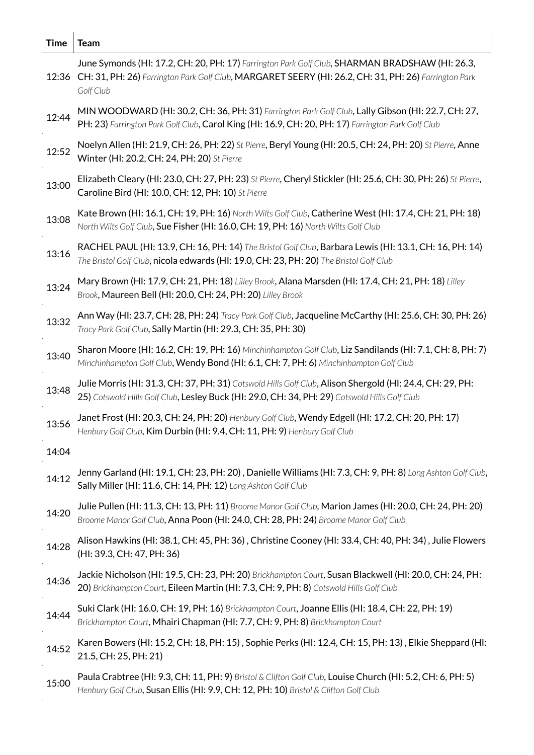| Time | Team |
|---|---|
| 12:36 | June Symonds (HI: 17.2, CH: 20, PH: 17) *Farrington Park Golf Club*, SHARMAN BRADSHAW (HI: 26.3, CH: 31, PH: 26) *Farrington Park Golf Club*, MARGARET SEERY (HI: 26.2, CH: 31, PH: 26) *Farrington Park Golf Club* |
| 12:44 | MIN WOODWARD (HI: 30.2, CH: 36, PH: 31) *Farrington Park Golf Club*, Lally Gibson (HI: 22.7, CH: 27, PH: 23) *Farrington Park Golf Club*, Carol King (HI: 16.9, CH: 20, PH: 17) *Farrington Park Golf Club* |
| 12:52 | Noelyn Allen (HI: 21.9, CH: 26, PH: 22) *St Pierre*, Beryl Young (HI: 20.5, CH: 24, PH: 20) *St Pierre*, Anne Winter (HI: 20.2, CH: 24, PH: 20) *St Pierre* |
| 13:00 | Elizabeth Cleary (HI: 23.0, CH: 27, PH: 23) *St Pierre*, Cheryl Stickler (HI: 25.6, CH: 30, PH: 26) *St Pierre*, Caroline Bird (HI: 10.0, CH: 12, PH: 10) *St Pierre* |
| 13:08 | Kate Brown (HI: 16.1, CH: 19, PH: 16) *North Wilts Golf Club*, Catherine West (HI: 17.4, CH: 21, PH: 18) *North Wilts Golf Club*, Sue Fisher (HI: 16.0, CH: 19, PH: 16) *North Wilts Golf Club* |
| 13:16 | RACHEL PAUL (HI: 13.9, CH: 16, PH: 14) *The Bristol Golf Club*, Barbara Lewis (HI: 13.1, CH: 16, PH: 14) *The Bristol Golf Club*, nicola edwards (HI: 19.0, CH: 23, PH: 20) *The Bristol Golf Club* |
| 13:24 | Mary Brown (HI: 17.9, CH: 21, PH: 18) *Lilley Brook*, Alana Marsden (HI: 17.4, CH: 21, PH: 18) *Lilley Brook*, Maureen Bell (HI: 20.0, CH: 24, PH: 20) *Lilley Brook* |
| 13:32 | Ann Way (HI: 23.7, CH: 28, PH: 24) *Tracy Park Golf Club*, Jacqueline McCarthy (HI: 25.6, CH: 30, PH: 26) *Tracy Park Golf Club*, Sally Martin (HI: 29.3, CH: 35, PH: 30) |
| 13:40 | Sharon Moore (HI: 16.2, CH: 19, PH: 16) *Minchinhampton Golf Club*, Liz Sandilands (HI: 7.1, CH: 8, PH: 7) *Minchinhampton Golf Club*, Wendy Bond (HI: 6.1, CH: 7, PH: 6) *Minchinhampton Golf Club* |
| 13:48 | Julie Morris (HI: 31.3, CH: 37, PH: 31) *Cotswold Hills Golf Club*, Alison Shergold (HI: 24.4, CH: 29, PH: 25) *Cotswold Hills Golf Club*, Lesley Buck (HI: 29.0, CH: 34, PH: 29) *Cotswold Hills Golf Club* |
| 13:56 | Janet Frost (HI: 20.3, CH: 24, PH: 20) *Henbury Golf Club*, Wendy Edgell (HI: 17.2, CH: 20, PH: 17) *Henbury Golf Club*, Kim Durbin (HI: 9.4, CH: 11, PH: 9) *Henbury Golf Club* |
| 14:04 | |
| 14:12 | Jenny Garland (HI: 19.1, CH: 23, PH: 20) , Danielle Williams (HI: 7.3, CH: 9, PH: 8) *Long Ashton Golf Club*, Sally Miller (HI: 11.6, CH: 14, PH: 12) *Long Ashton Golf Club* |
| 14:20 | Julie Pullen (HI: 11.3, CH: 13, PH: 11) *Broome Manor Golf Club*, Marion James (HI: 20.0, CH: 24, PH: 20) *Broome Manor Golf Club*, Anna Poon (HI: 24.0, CH: 28, PH: 24) *Broome Manor Golf Club* |
| 14:28 | Alison Hawkins (HI: 38.1, CH: 45, PH: 36) , Christine Cooney (HI: 33.4, CH: 40, PH: 34) , Julie Flowers (HI: 39.3, CH: 47, PH: 36) |
| 14:36 | Jackie Nicholson (HI: 19.5, CH: 23, PH: 20) *Brickhampton Court*, Susan Blackwell (HI: 20.0, CH: 24, PH: 20) *Brickhampton Court*, Eileen Martin (HI: 7.3, CH: 9, PH: 8) *Cotswold Hills Golf Club* |
| 14:44 | Suki Clark (HI: 16.0, CH: 19, PH: 16) *Brickhampton Court*, Joanne Ellis (HI: 18.4, CH: 22, PH: 19) *Brickhampton Court*, Mhairi Chapman (HI: 7.7, CH: 9, PH: 8) *Brickhampton Court* |
| 14:52 | Karen Bowers (HI: 15.2, CH: 18, PH: 15) , Sophie Perks (HI: 12.4, CH: 15, PH: 13) , Elkie Sheppard (HI: 21.5, CH: 25, PH: 21) |
| 15:00 | Paula Crabtree (HI: 9.3, CH: 11, PH: 9) *Bristol & Clifton Golf Club*, Louise Church (HI: 5.2, CH: 6, PH: 5) *Henbury Golf Club*, Susan Ellis (HI: 9.9, CH: 12, PH: 10) *Bristol & Clifton Golf Club* |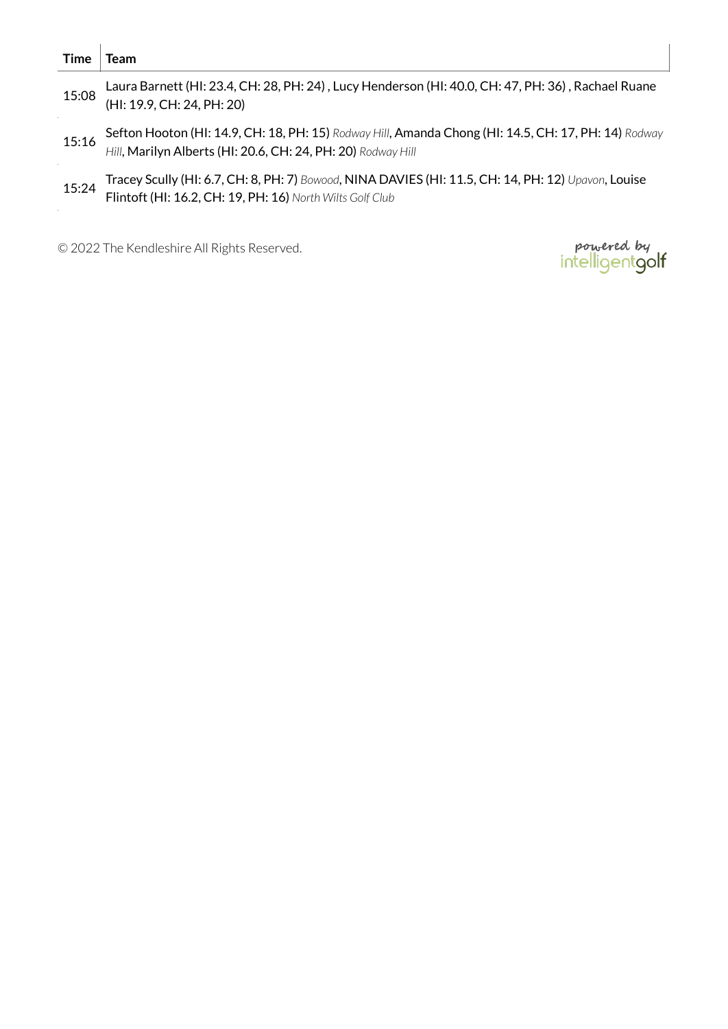| Time | Team |
|---|---|
| 15:08 | Laura Barnett (HI: 23.4, CH: 28, PH: 24) , Lucy Henderson (HI: 40.0, CH: 47, PH: 36) , Rachael Ruane (HI: 19.9, CH: 24, PH: 20) |
| 15:16 | Sefton Hooton (HI: 14.9, CH: 18, PH: 15) *Rodway Hill*, Amanda Chong (HI: 14.5, CH: 17, PH: 14) *Rodway Hill*, Marilyn Alberts (HI: 20.6, CH: 24, PH: 20) *Rodway Hill* |
| 15:24 | Tracey Scully (HI: 6.7, CH: 8, PH: 7) *Bowood*, NINA DAVIES (HI: 11.5, CH: 14, PH: 12) *Upavon*, Louise Flintoft (HI: 16.2, CH: 19, PH: 16) *North Wilts Golf Club* |

© 2022 The Kendleshire All Rights Reserved.

powered by intelligentgolf